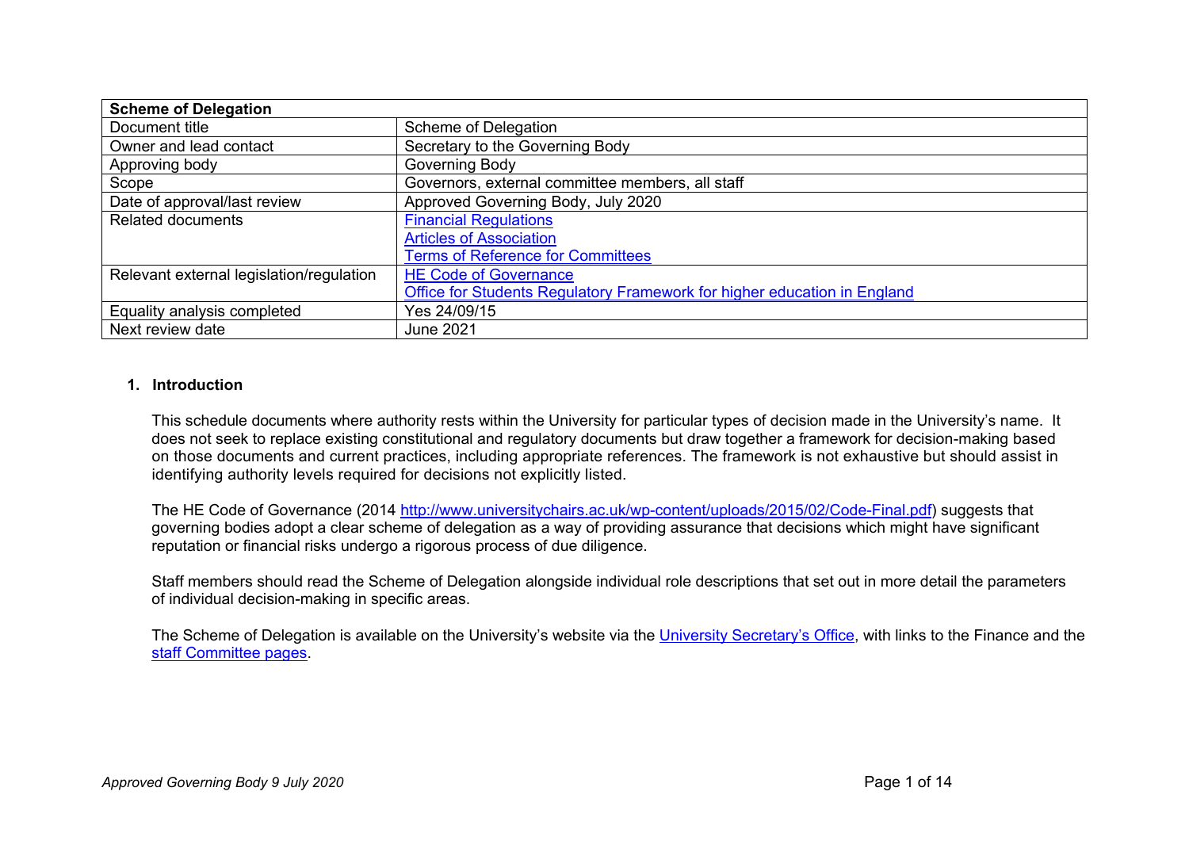| Scheme of Delegation | |
|---|---|
| Document title | Scheme of Delegation |
| Owner and lead contact | Secretary to the Governing Body |
| Approving body | Governing Body |
| Scope | Governors, external committee members, all staff |
| Date of approval/last review | Approved Governing Body, July 2020 |
| Related documents | [Financial Regulations](#)<br>[Articles of Association](#)<br>[Terms of Reference for Committees](#) |
| Relevant external legislation/regulation | [HE Code of Governance](#)<br>[Office for Students Regulatory Framework for higher education in England](#) |
| Equality analysis completed | Yes 24/09/15 |
| Next review date | June 2021 |

## 1. Introduction

This schedule documents where authority rests within the University for particular types of decision made in the University's name. It does not seek to replace existing constitutional and regulatory documents but draw together a framework for decision-making based on those documents and current practices, including appropriate references. The framework is not exhaustive but should assist in identifying authority levels required for decisions not explicitly listed.

The HE Code of Governance (2014 http://www.universitychairs.ac.uk/wp-content/uploads/2015/02/Code-Final.pdf) suggests that governing bodies adopt a clear scheme of delegation as a way of providing assurance that decisions which might have significant reputation or financial risks undergo a rigorous process of due diligence.

Staff members should read the Scheme of Delegation alongside individual role descriptions that set out in more detail the parameters of individual decision-making in specific areas.

The Scheme of Delegation is available on the University's website via the [University Secretary's Office](#), with links to the Finance and the [staff Committee pages](#).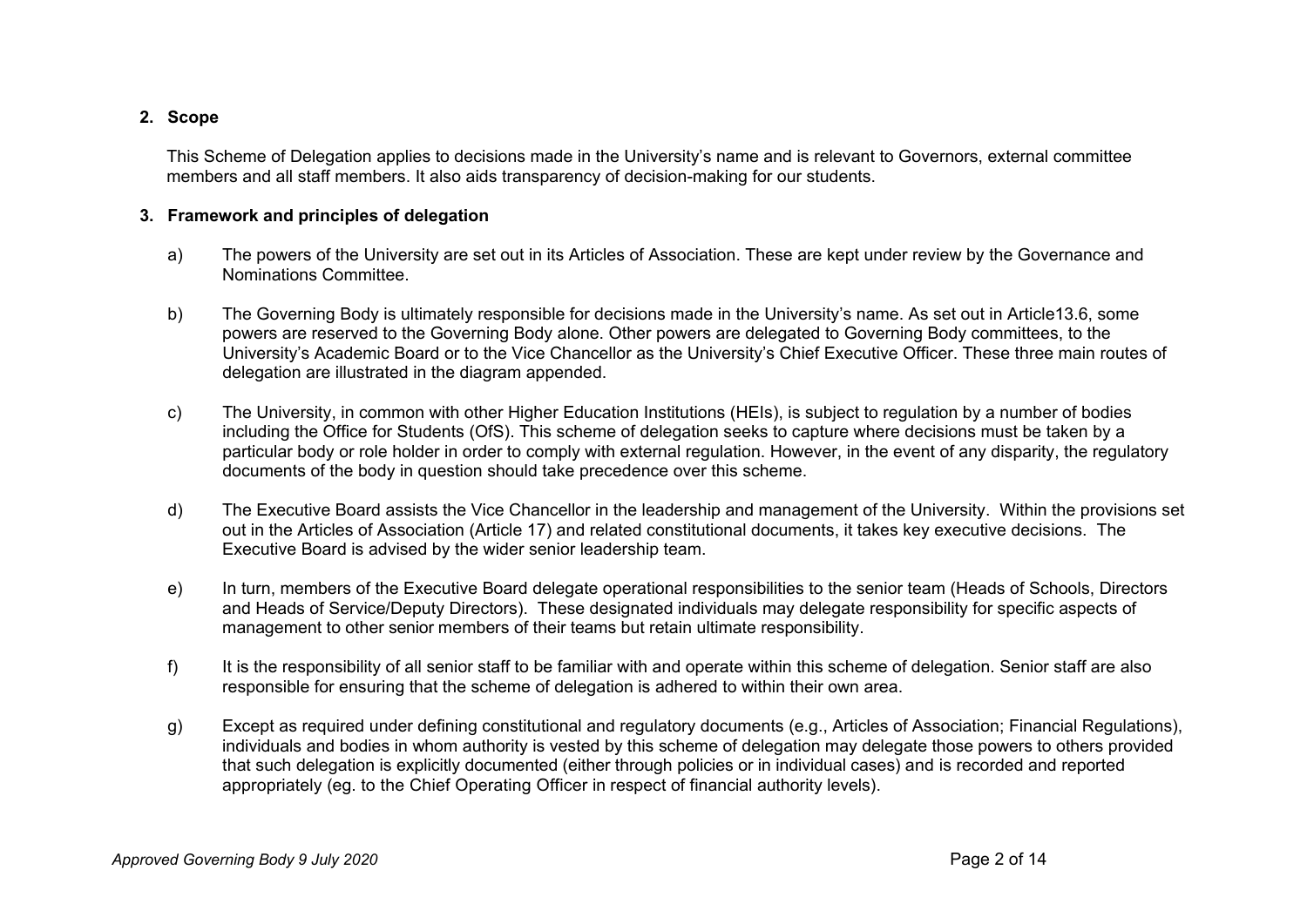## 2. Scope

This Scheme of Delegation applies to decisions made in the University's name and is relevant to Governors, external committee members and all staff members. It also aids transparency of decision-making for our students.

## 3. Framework and principles of delegation

a) The powers of the University are set out in its Articles of Association. These are kept under review by the Governance and Nominations Committee.

b) The Governing Body is ultimately responsible for decisions made in the University's name. As set out in Article13.6, some powers are reserved to the Governing Body alone. Other powers are delegated to Governing Body committees, to the University's Academic Board or to the Vice Chancellor as the University's Chief Executive Officer. These three main routes of delegation are illustrated in the diagram appended.

c) The University, in common with other Higher Education Institutions (HEIs), is subject to regulation by a number of bodies including the Office for Students (OfS). This scheme of delegation seeks to capture where decisions must be taken by a particular body or role holder in order to comply with external regulation. However, in the event of any disparity, the regulatory documents of the body in question should take precedence over this scheme.

d) The Executive Board assists the Vice Chancellor in the leadership and management of the University. Within the provisions set out in the Articles of Association (Article 17) and related constitutional documents, it takes key executive decisions. The Executive Board is advised by the wider senior leadership team.

e) In turn, members of the Executive Board delegate operational responsibilities to the senior team (Heads of Schools, Directors and Heads of Service/Deputy Directors). These designated individuals may delegate responsibility for specific aspects of management to other senior members of their teams but retain ultimate responsibility.

f) It is the responsibility of all senior staff to be familiar with and operate within this scheme of delegation. Senior staff are also responsible for ensuring that the scheme of delegation is adhered to within their own area.

g) Except as required under defining constitutional and regulatory documents (e.g., Articles of Association; Financial Regulations), individuals and bodies in whom authority is vested by this scheme of delegation may delegate those powers to others provided that such delegation is explicitly documented (either through policies or in individual cases) and is recorded and reported appropriately (eg. to the Chief Operating Officer in respect of financial authority levels).

*Approved Governing Body 9 July 2020*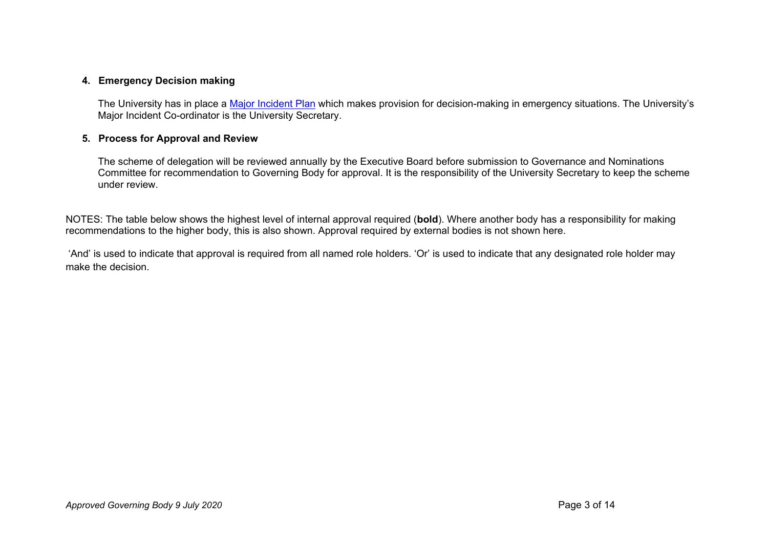## 4. Emergency Decision making

The University has in place a [Major Incident Plan] which makes provision for decision-making in emergency situations. The University's Major Incident Co-ordinator is the University Secretary.

## 5. Process for Approval and Review

The scheme of delegation will be reviewed annually by the Executive Board before submission to Governance and Nominations Committee for recommendation to Governing Body for approval. It is the responsibility of the University Secretary to keep the scheme under review.

NOTES: The table below shows the highest level of internal approval required (**bold**). Where another body has a responsibility for making recommendations to the higher body, this is also shown. Approval required by external bodies is not shown here.

'And' is used to indicate that approval is required from all named role holders. 'Or' is used to indicate that any designated role holder may make the decision.

*Approved Governing Body 9 July 2020*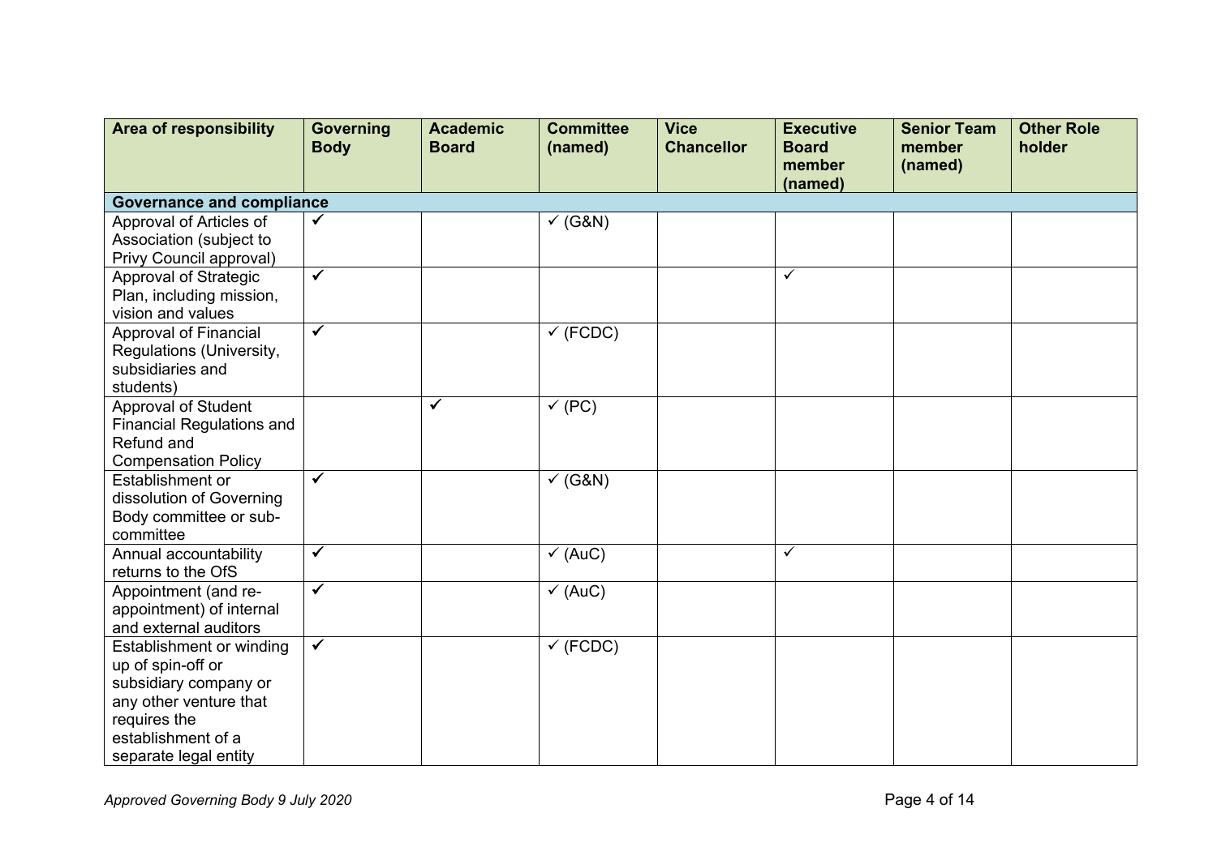| Area of responsibility | Governing Body | Academic Board | Committee (named) | Vice Chancellor | Executive Board member (named) | Senior Team member (named) | Other Role holder |
|---|---|---|---|---|---|---|---|
| **Governance and compliance** | | | | | | | |
| Approval of Articles of Association (subject to Privy Council approval) | ✓ | | ✓ (G&N) | | | | |
| Approval of Strategic Plan, including mission, vision and values | ✓ | | | | ✓ | | |
| Approval of Financial Regulations (University, subsidiaries and students) | ✓ | | ✓ (FCDC) | | | | |
| Approval of Student Financial Regulations and Refund and Compensation Policy | | ✓ | ✓ (PC) | | | | |
| Establishment or dissolution of Governing Body committee or sub-committee | ✓ | | ✓ (G&N) | | | | |
| Annual accountability returns to the OfS | ✓ | | ✓ (AuC) | | ✓ | | |
| Appointment (and re-appointment) of internal and external auditors | ✓ | | ✓ (AuC) | | | | |
| Establishment or winding up of spin-off or subsidiary company or any other venture that requires the establishment of a separate legal entity | ✓ | | ✓ (FCDC) | | | | |

*Approved Governing Body 9 July 2020*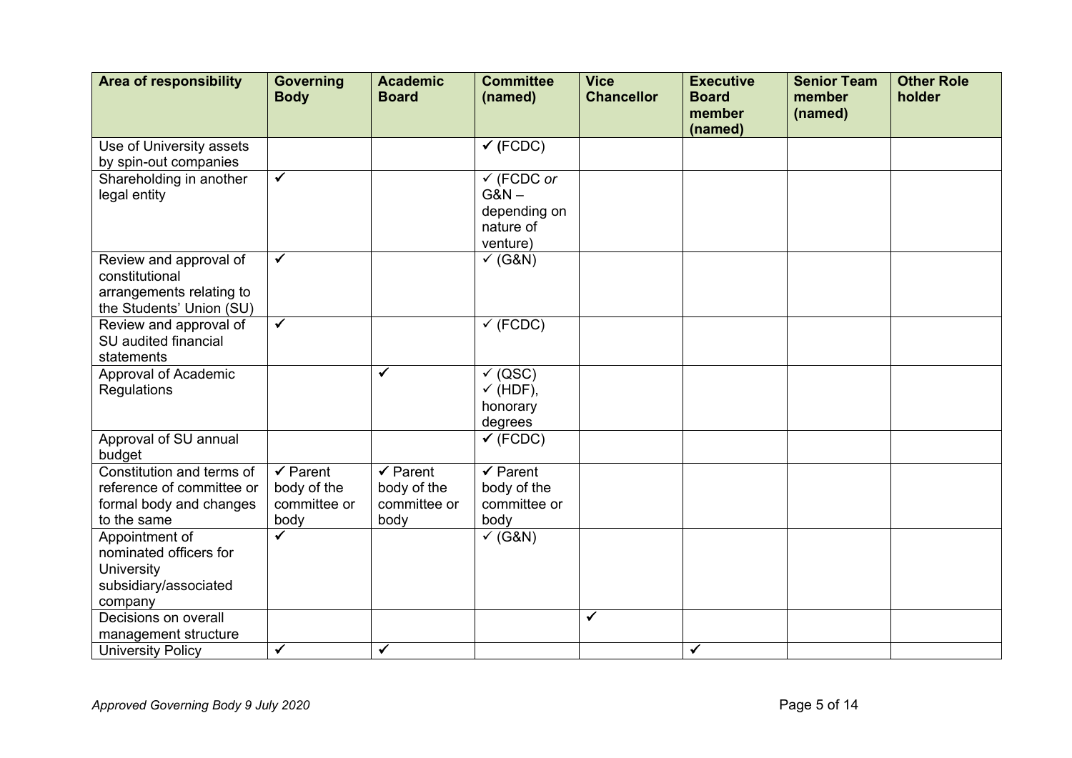| Area of responsibility | Governing Body | Academic Board | Committee (named) | Vice Chancellor | Executive Board member (named) | Senior Team member (named) | Other Role holder |
|---|---|---|---|---|---|---|---|
| Use of University assets by spin-out companies | | | ✓ **(**FCDC) | | | | |
| Shareholding in another legal entity | ✓ | | ✓ (FCDC *or* G&N – depending on nature of venture) | | | | |
| Review and approval of constitutional arrangements relating to the Students' Union (SU) | ✓ | | ✓ (G&N) | | | | |
| Review and approval of SU audited financial statements | ✓ | | ✓ (FCDC) | | | | |
| Approval of Academic Regulations | | ✓ | ✓ (QSC) ✓ (HDF), honorary degrees | | | | |
| Approval of SU annual budget | | | ✓ (FCDC) | | | | |
| Constitution and terms of reference of committee or formal body and changes to the same | ✓ Parent body of the committee or body | ✓ Parent body of the committee or body | ✓ Parent body of the committee or body | | | | |
| Appointment of nominated officers for University subsidiary/associated company | ✓ | | ✓ (G&N) | | | | |
| Decisions on overall management structure | | | | ✓ | | | |
| University Policy | ✓ | ✓ | | | ✓ | | |

*Approved Governing Body 9 July 2020*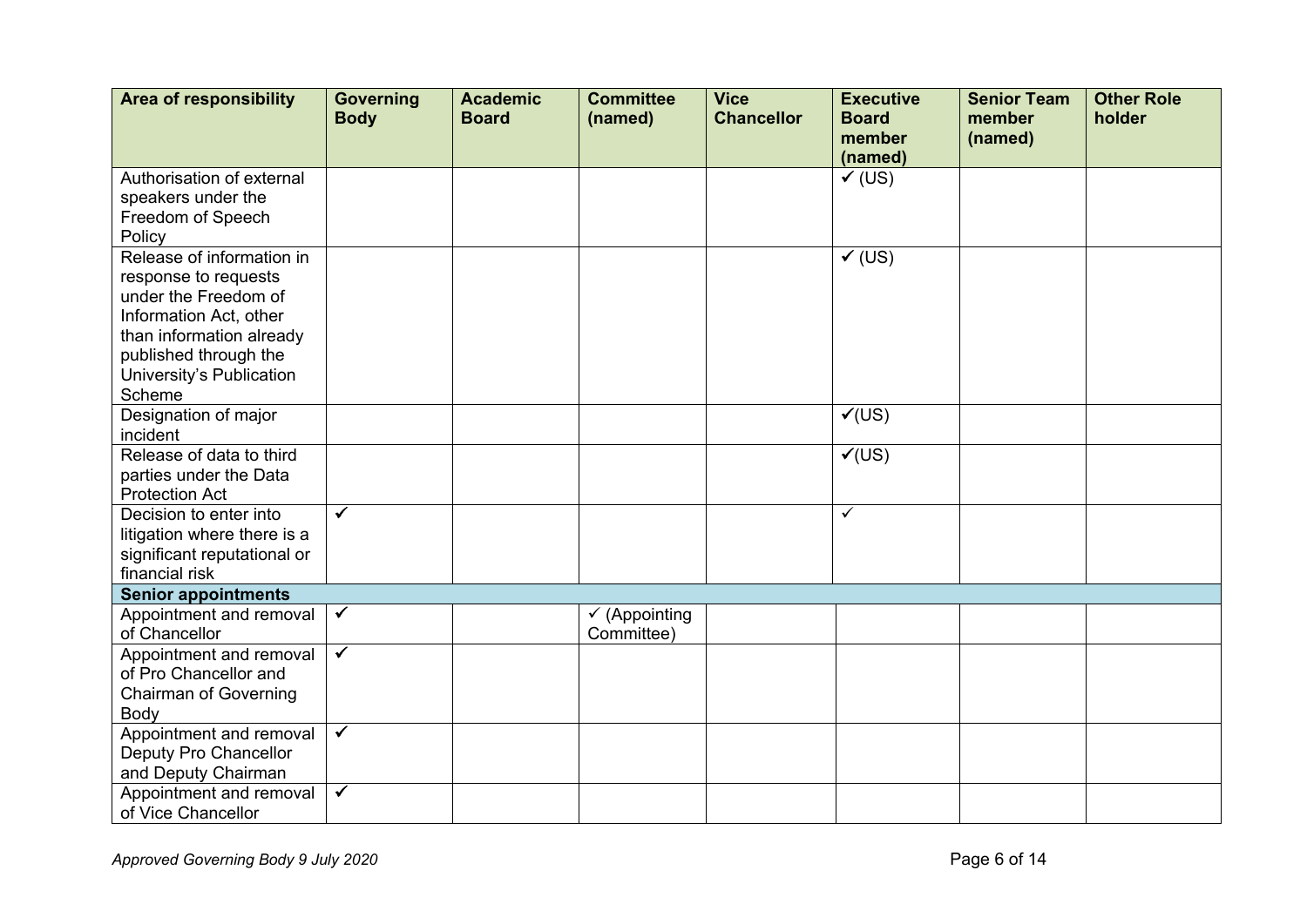| Area of responsibility | Governing Body | Academic Board | Committee (named) | Vice Chancellor | Executive Board member (named) | Senior Team member (named) | Other Role holder |
|---|---|---|---|---|---|---|---|
| Authorisation of external speakers under the Freedom of Speech Policy | | | | | ✓ (US) | | |
| Release of information in response to requests under the Freedom of Information Act, other than information already published through the University's Publication Scheme | | | | | ✓ (US) | | |
| Designation of major incident | | | | | ✓(US) | | |
| Release of data to third parties under the Data Protection Act | | | | | ✓(US) | | |
| Decision to enter into litigation where there is a significant reputational or financial risk | ✓ | | | | ✓ | | |
| **Senior appointments** | | | | | | | |
| Appointment and removal of Chancellor | ✓ | | ✓ (Appointing Committee) | | | | |
| Appointment and removal of Pro Chancellor and Chairman of Governing Body | ✓ | | | | | | |
| Appointment and removal Deputy Pro Chancellor and Deputy Chairman | ✓ | | | | | | |
| Appointment and removal of Vice Chancellor | ✓ | | | | | | |

*Approved Governing Body 9 July 2020*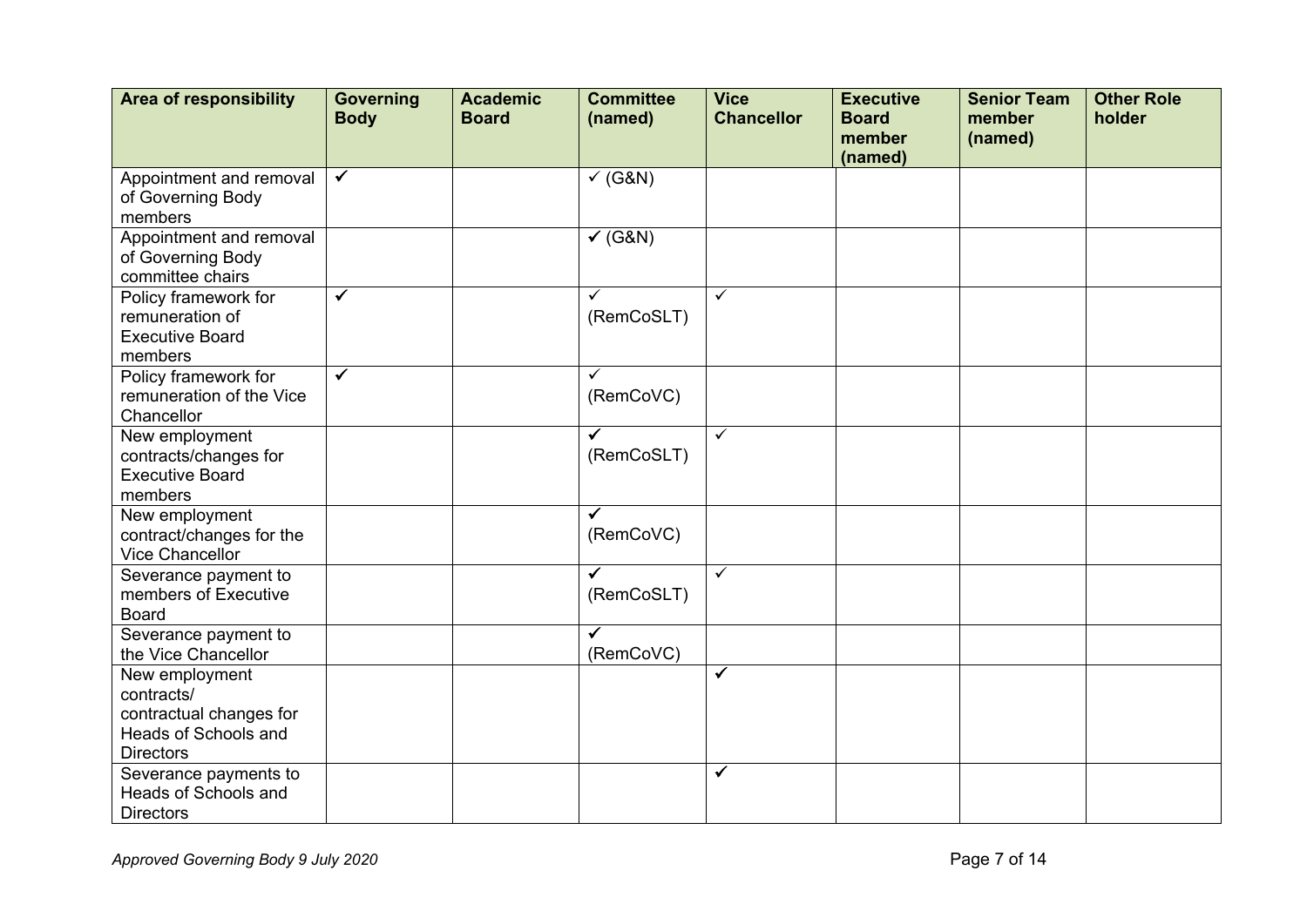| Area of responsibility | Governing Body | Academic Board | Committee (named) | Vice Chancellor | Executive Board member (named) | Senior Team member (named) | Other Role holder |
|---|---|---|---|---|---|---|---|
| Appointment and removal of Governing Body members | ✓ | | ✓ (G&N) | | | | |
| Appointment and removal of Governing Body committee chairs | | | ✓ (G&N) | | | | |
| Policy framework for remuneration of Executive Board members | ✓ | | ✓ (RemCoSLT) | ✓ | | | |
| Policy framework for remuneration of the Vice Chancellor | ✓ | | ✓ (RemCoVC) | | | | |
| New employment contracts/changes for Executive Board members | | | ✓ (RemCoSLT) | ✓ | | | |
| New employment contract/changes for the Vice Chancellor | | | ✓ (RemCoVC) | | | | |
| Severance payment to members of Executive Board | | | ✓ (RemCoSLT) | ✓ | | | |
| Severance payment to the Vice Chancellor | | | ✓ (RemCoVC) | | | | |
| New employment contracts/ contractual changes for Heads of Schools and Directors | | | | ✓ | | | |
| Severance payments to Heads of Schools and Directors | | | | ✓ | | | |

*Approved Governing Body 9 July 2020*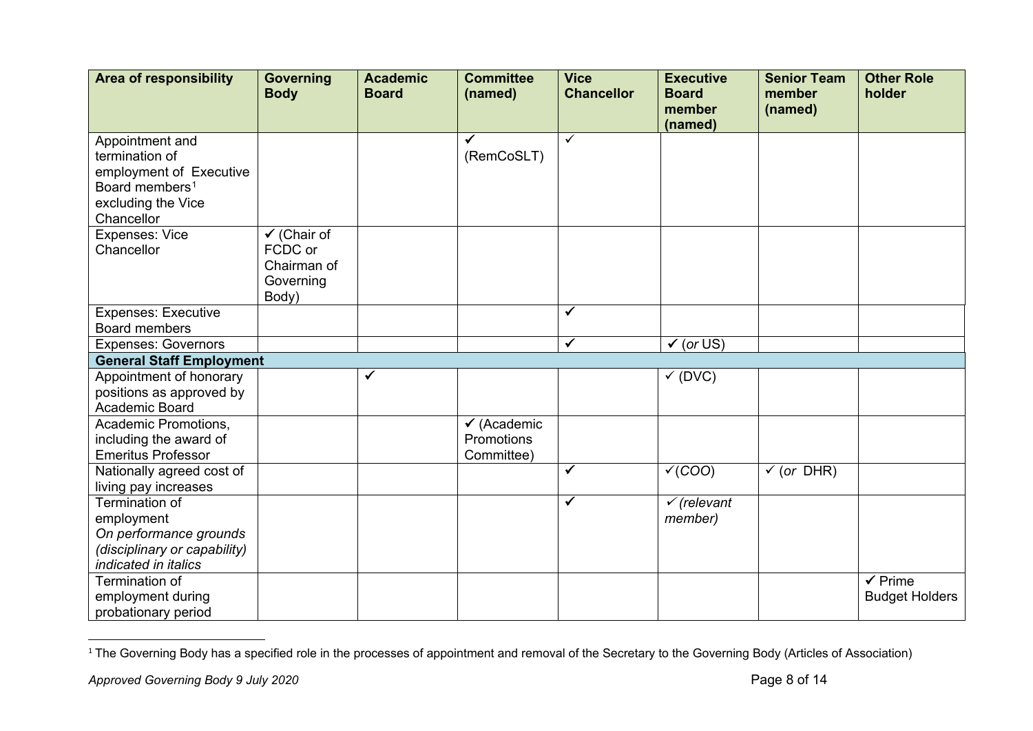| Area of responsibility | Governing Body | Academic Board | Committee (named) | Vice Chancellor | Executive Board member (named) | Senior Team member (named) | Other Role holder |
|---|---|---|---|---|---|---|---|
| Appointment and termination of employment of Executive Board members[1] excluding the Vice Chancellor | | | ✓ (RemCoSLT) | ✓ | | | |
| Expenses: Vice Chancellor | ✓ (Chair of FCDC or Chairman of Governing Body) | | | | | | |
| Expenses: Executive Board members | | | | ✓ | | | |
| Expenses: Governors | | | | ✓ | ✓ (*or* US) | | |
| **General Staff Employment** | | | | | | | |
| Appointment of honorary positions as approved by Academic Board | | ✓ | | | ✓ (DVC) | | |
| Academic Promotions, including the award of Emeritus Professor | | | ✓ (Academic Promotions Committee) | | | | |
| Nationally agreed cost of living pay increases | | | | ✓ | ✓(*COO*) | ✓ (*or* DHR) | |
| Termination of employment *On performance grounds (disciplinary or capability) indicated in italics* | | | | ✓ | ✓ *(relevant member)* | | |
| Termination of employment during probationary period | | | | | | | ✓ Prime Budget Holders |

[1] The Governing Body has a specified role in the processes of appointment and removal of the Secretary to the Governing Body (Articles of Association)

*Approved Governing Body 9 July 2020*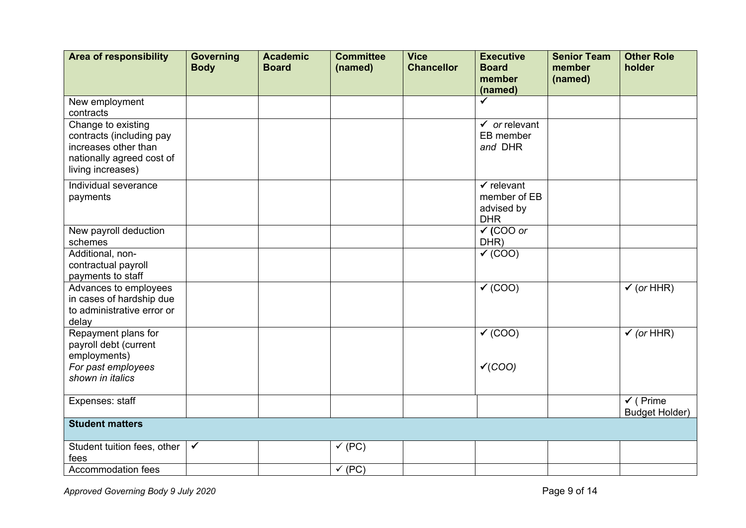| Area of responsibility | Governing Body | Academic Board | Committee (named) | Vice Chancellor | Executive Board member (named) | Senior Team member (named) | Other Role holder |
|---|---|---|---|---|---|---|---|
| New employment contracts | | | | | ✓ | | |
| Change to existing contracts (including pay increases other than nationally agreed cost of living increases) | | | | | ✓ *or* relevant EB member *and* DHR | | |
| Individual severance payments | | | | | ✓ relevant member of EB advised by DHR | | |
| New payroll deduction schemes | | | | | ✓ (COO *or* DHR) | | |
| Additional, non-contractual payroll payments to staff | | | | | ✓ (COO) | | |
| Advances to employees in cases of hardship due to administrative error or delay | | | | | ✓ (COO) | | ✓ (*or* HHR) |
| Repayment plans for payroll debt (current employments) *For past employees shown in italics* | | | | | ✓ (COO) ✓*(COO)* | | ✓ *(or* HHR) |
| Expenses: staff | | | | | | | ✓ ( Prime Budget Holder) |
| **Student matters** | | | | | | | |
| Student tuition fees, other fees | ✓ | | ✓ (PC) | | | | |
| Accommodation fees | | | ✓ (PC) | | | | |

*Approved Governing Body 9 July 2020*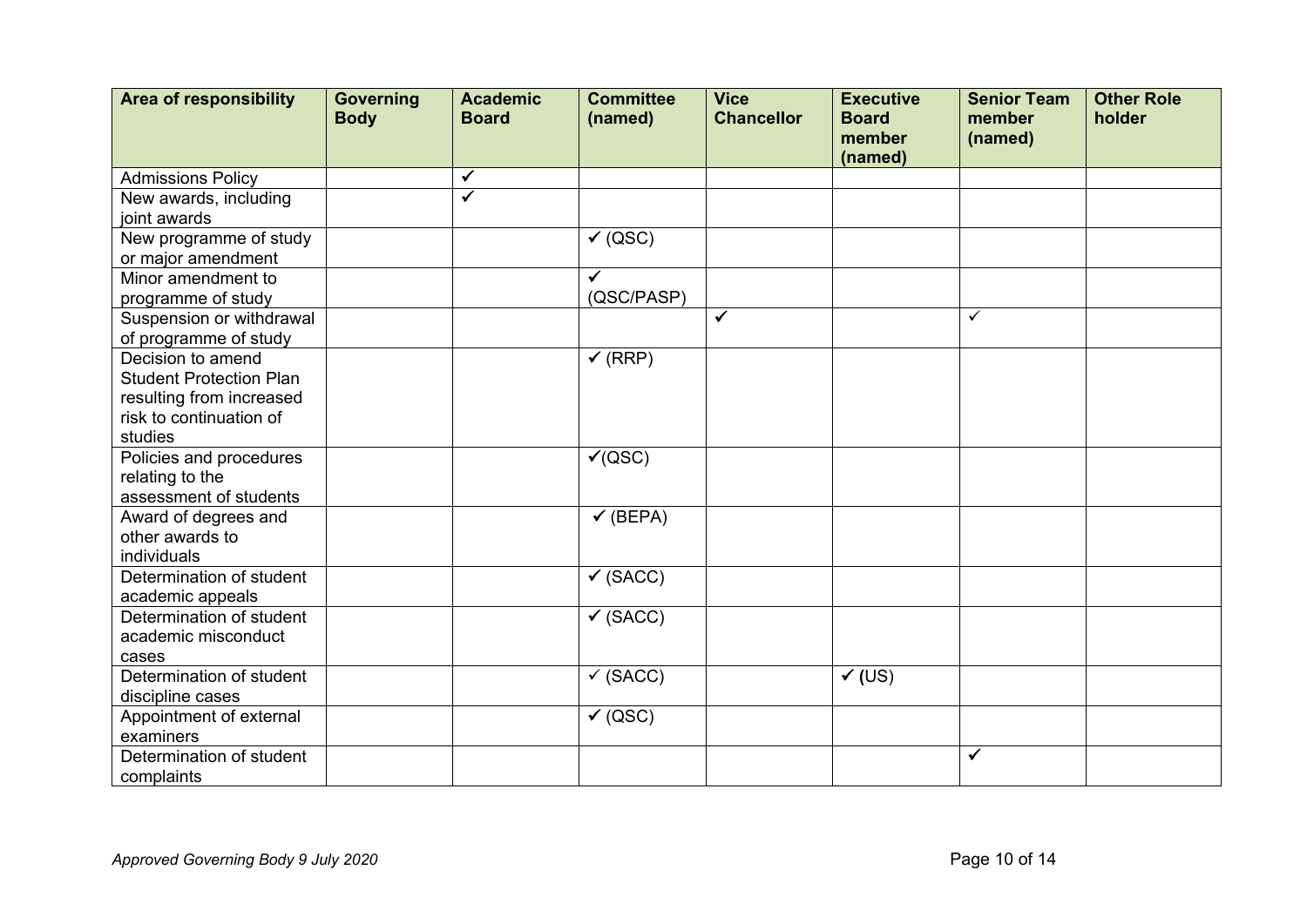| Area of responsibility | Governing Body | Academic Board | Committee (named) | Vice Chancellor | Executive Board member (named) | Senior Team member (named) | Other Role holder |
|---|---|---|---|---|---|---|---|
| Admissions Policy | | ✓ | | | | | |
| New awards, including joint awards | | ✓ | | | | | |
| New programme of study or major amendment | | | ✓ (QSC) | | | | |
| Minor amendment to programme of study | | | ✓ (QSC/PASP) | | | | |
| Suspension or withdrawal of programme of study | | | | ✓ | | ✓ | |
| Decision to amend Student Protection Plan resulting from increased risk to continuation of studies | | | ✓ (RRP) | | | | |
| Policies and procedures relating to the assessment of students | | | ✓(QSC) | | | | |
| Award of degrees and other awards to individuals | | | ✓ (BEPA) | | | | |
| Determination of student academic appeals | | | ✓ (SACC) | | | | |
| Determination of student academic misconduct cases | | | ✓ (SACC) | | | | |
| Determination of student discipline cases | | | ✓ (SACC) | | ✓ (US) | | |
| Appointment of external examiners | | | ✓ (QSC) | | | | |
| Determination of student complaints | | | | | | ✓ | |

*Approved Governing Body 9 July 2020*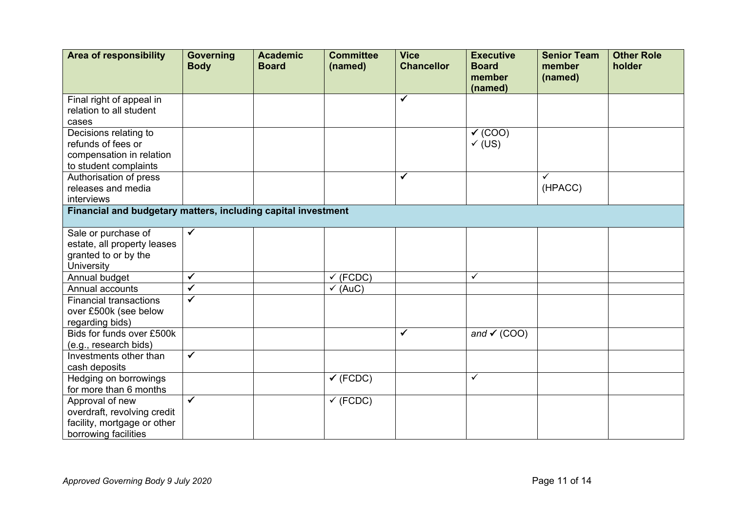| Area of responsibility | Governing Body | Academic Board | Committee (named) | Vice Chancellor | Executive Board member (named) | Senior Team member (named) | Other Role holder |
|---|---|---|---|---|---|---|---|
| Final right of appeal in relation to all student cases | | | | ✓ | | | |
| Decisions relating to refunds of fees or compensation in relation to student complaints | | | | | ✓ (COO) ✓ (US) | | |
| Authorisation of press releases and media interviews | | | | ✓ | | ✓ (HPACC) | |
| **Financial and budgetary matters, including capital investment** | | | | | | | |
| Sale or purchase of estate, all property leases granted to or by the University | ✓ | | | | | | |
| Annual budget | ✓ | | ✓ (FCDC) | | ✓ | | |
| Annual accounts | ✓ | | ✓ (AuC) | | | | |
| Financial transactions over £500k (see below regarding bids) | ✓ | | | | | | |
| Bids for funds over £500k (e.g., research bids) | | | | ✓ | *and* ✓ (COO) | | |
| Investments other than cash deposits | ✓ | | | | | | |
| Hedging on borrowings for more than 6 months | | | ✓ (FCDC) | | ✓ | | |
| Approval of new overdraft, revolving credit facility, mortgage or other borrowing facilities | ✓ | | ✓ (FCDC) | | | | |

*Approved Governing Body 9 July 2020*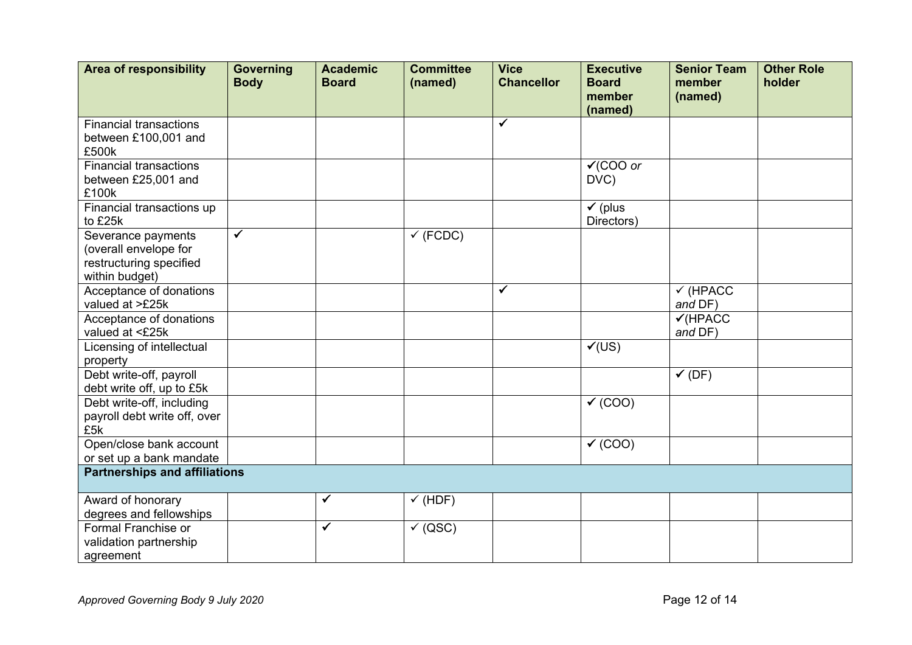| Area of responsibility | Governing Body | Academic Board | Committee (named) | Vice Chancellor | Executive Board member (named) | Senior Team member (named) | Other Role holder |
|---|---|---|---|---|---|---|---|
| Financial transactions between £100,001 and £500k | | | | ✓ | | | |
| Financial transactions between £25,001 and £100k | | | | | ✓(COO *or* DVC) | | |
| Financial transactions up to £25k | | | | | ✓ (plus Directors) | | |
| Severance payments (overall envelope for restructuring specified within budget) | ✓ | | ✓ (FCDC) | | | | |
| Acceptance of donations valued at >£25k | | | | ✓ | | ✓ (HPACC *and* DF) | |
| Acceptance of donations valued at <£25k | | | | | | ✓(HPACC *and* DF) | |
| Licensing of intellectual property | | | | | ✓(US) | | |
| Debt write-off, payroll debt write off, up to £5k | | | | | | ✓ (DF) | |
| Debt write-off, including payroll debt write off, over £5k | | | | | ✓ (COO) | | |
| Open/close bank account or set up a bank mandate | | | | | ✓ (COO) | | |
| **Partnerships and affiliations** | | | | | | | |
| Award of honorary degrees and fellowships | | ✓ | ✓ (HDF) | | | | |
| Formal Franchise or validation partnership agreement | | ✓ | ✓ (QSC) | | | | |

*Approved Governing Body 9 July 2020*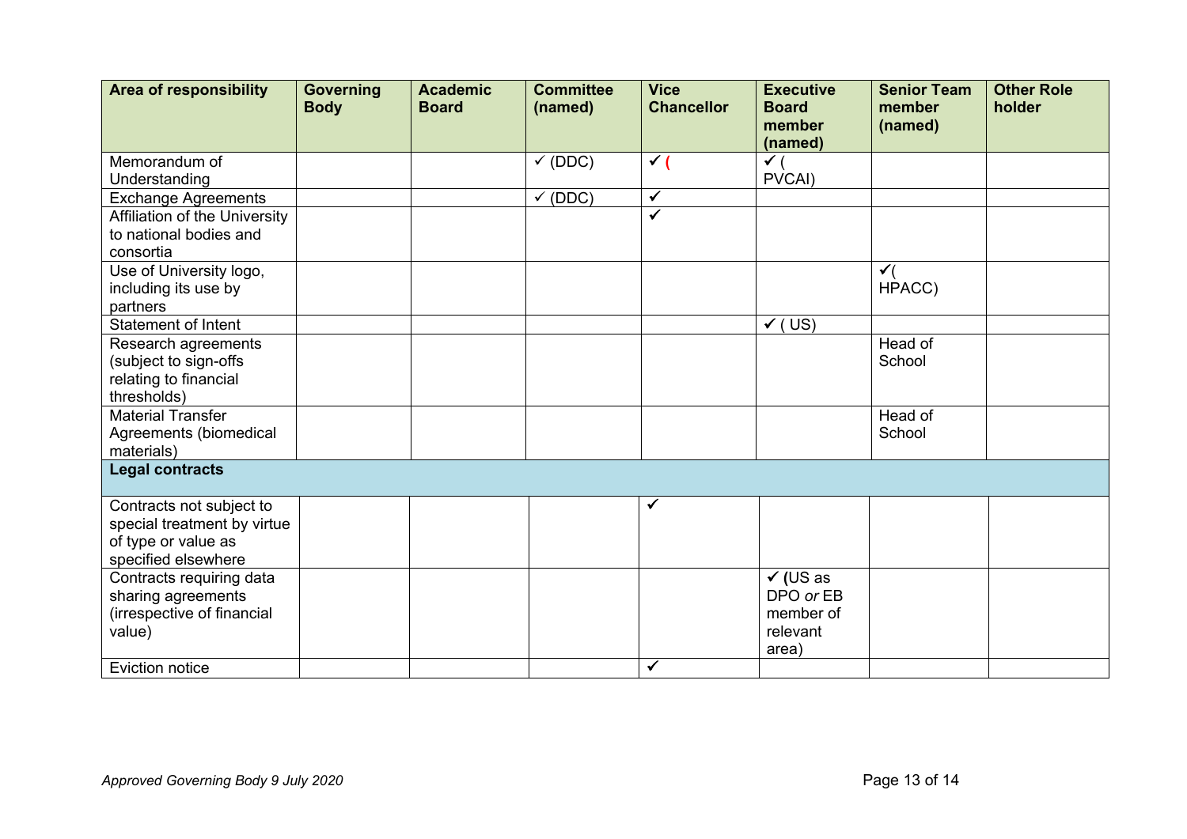| Area of responsibility | Governing Body | Academic Board | Committee (named) | Vice Chancellor | Executive Board member (named) | Senior Team member (named) | Other Role holder |
| --- | --- | --- | --- | --- | --- | --- | --- |
| Memorandum of Understanding | | | ✓ (DDC) | ✓ ( | ✓ ( PVCAI) | | |
| Exchange Agreements | | | ✓ (DDC) | ✓ | | | |
| Affiliation of the University to national bodies and consortia | | | | ✓ | | | |
| Use of University logo, including its use by partners | | | | | | ✓( HPACC) | |
| Statement of Intent | | | | | ✓ ( US) | | |
| Research agreements (subject to sign-offs relating to financial thresholds) | | | | | | Head of School | |
| Material Transfer Agreements (biomedical materials) | | | | | | Head of School | |
| **Legal contracts** | | | | | | | |
| Contracts not subject to special treatment by virtue of type or value as specified elsewhere | | | | ✓ | | | |
| Contracts requiring data sharing agreements (irrespective of financial value) | | | | | ✓ **(**US as DPO *or* EB member of relevant area) | | |
| Eviction notice | | | | ✓ | | | |

*Approved Governing Body 9 July 2020*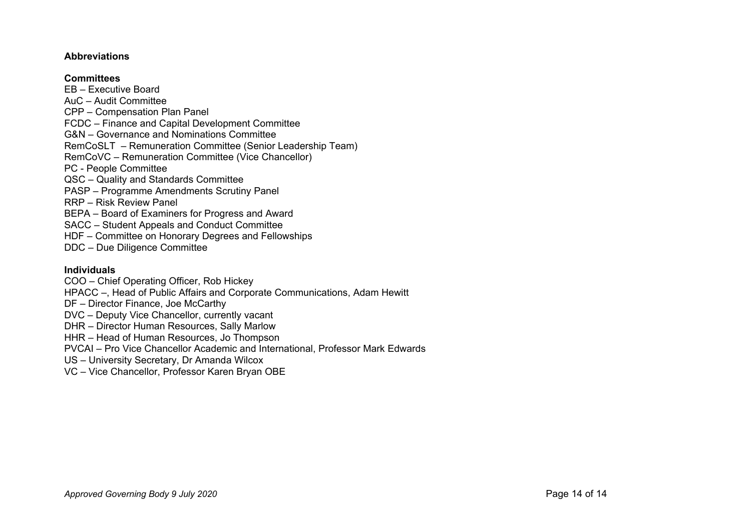**Abbreviations**

**Committees**

EB – Executive Board
AuC – Audit Committee
CPP – Compensation Plan Panel
FCDC – Finance and Capital Development Committee
G&N – Governance and Nominations Committee
RemCoSLT – Remuneration Committee (Senior Leadership Team)
RemCoVC – Remuneration Committee (Vice Chancellor)
PC - People Committee
QSC – Quality and Standards Committee
PASP – Programme Amendments Scrutiny Panel
RRP – Risk Review Panel
BEPA – Board of Examiners for Progress and Award
SACC – Student Appeals and Conduct Committee
HDF – Committee on Honorary Degrees and Fellowships
DDC – Due Diligence Committee

**Individuals**

COO – Chief Operating Officer, Rob Hickey
HPACC –, Head of Public Affairs and Corporate Communications, Adam Hewitt
DF – Director Finance, Joe McCarthy
DVC – Deputy Vice Chancellor, currently vacant
DHR – Director Human Resources, Sally Marlow
HHR – Head of Human Resources, Jo Thompson
PVCAI – Pro Vice Chancellor Academic and International, Professor Mark Edwards
US – University Secretary, Dr Amanda Wilcox
VC – Vice Chancellor, Professor Karen Bryan OBE

*Approved Governing Body 9 July 2020*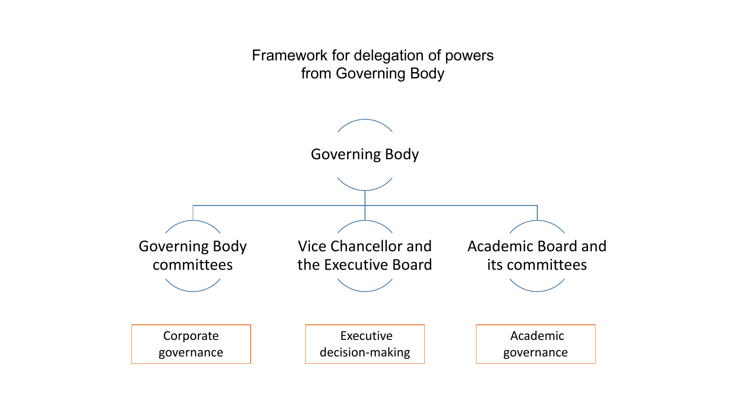Framework for delegation of powers from Governing Body

Governing Body

Governing Body committees

Vice Chancellor and the Executive Board

Academic Board and its committees

Corporate governance

Executive decision-making

Academic governance